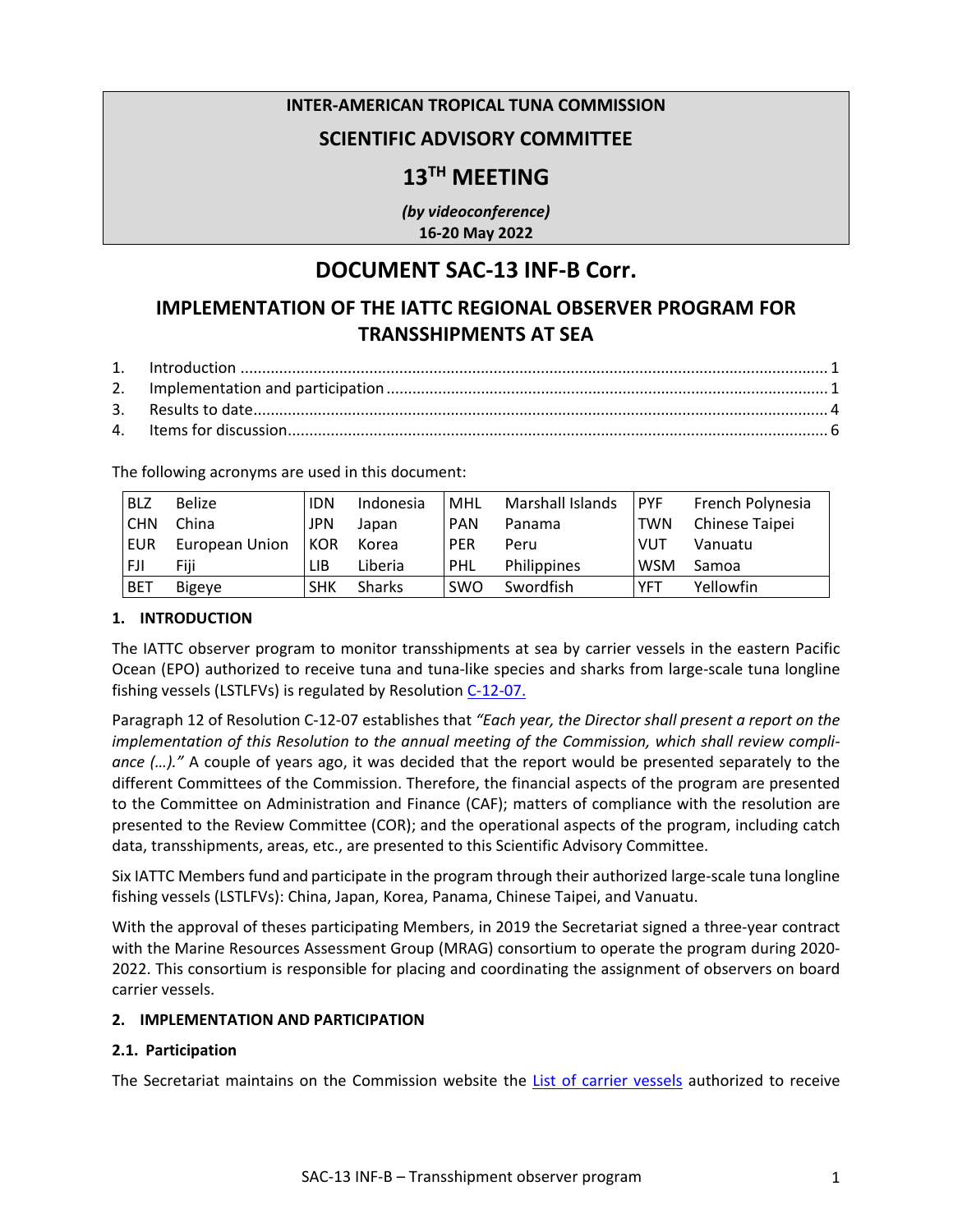**INTER-AMERICAN TROPICAL TUNA COMMISSION**

**SCIENTIFIC ADVISORY COMMITTEE**

**13TH MEETING**

***(by videoconference)***
**16-20 May 2022**

# DOCUMENT SAC-13 INF-B Corr.

## IMPLEMENTATION OF THE IATTC REGIONAL OBSERVER PROGRAM FOR TRANSSHIPMENTS AT SEA

1. Introduction ........ 1
2. Implementation and participation ........ 1
3. Results to date ........ 4
4. Items for discussion ........ 6

The following acronyms are used in this document:

| | | | | | | | |
|---|---|---|---|---|---|---|---|
| BLZ | Belize | IDN | Indonesia | MHL | Marshall Islands | PYF | French Polynesia |
| CHN | China | JPN | Japan | PAN | Panama | TWN | Chinese Taipei |
| EUR | European Union | KOR | Korea | PER | Peru | VUT | Vanuatu |
| FJI | Fiji | LIB | Liberia | PHL | Philippines | WSM | Samoa |
| BET | Bigeye | SHK | Sharks | SWO | Swordfish | YFT | Yellowfin |

### 1. INTRODUCTION

The IATTC observer program to monitor transshipments at sea by carrier vessels in the eastern Pacific Ocean (EPO) authorized to receive tuna and tuna-like species and sharks from large-scale tuna longline fishing vessels (LSTLFVs) is regulated by Resolution C-12-07.

Paragraph 12 of Resolution C-12-07 establishes that *"Each year, the Director shall present a report on the implementation of this Resolution to the annual meeting of the Commission, which shall review compliance (…)."* A couple of years ago, it was decided that the report would be presented separately to the different Committees of the Commission. Therefore, the financial aspects of the program are presented to the Committee on Administration and Finance (CAF); matters of compliance with the resolution are presented to the Review Committee (COR); and the operational aspects of the program, including catch data, transshipments, areas, etc., are presented to this Scientific Advisory Committee.

Six IATTC Members fund and participate in the program through their authorized large-scale tuna longline fishing vessels (LSTLFVs): China, Japan, Korea, Panama, Chinese Taipei, and Vanuatu.

With the approval of theses participating Members, in 2019 the Secretariat signed a three-year contract with the Marine Resources Assessment Group (MRAG) consortium to operate the program during 2020-2022. This consortium is responsible for placing and coordinating the assignment of observers on board carrier vessels.

### 2. IMPLEMENTATION AND PARTICIPATION

#### 2.1. Participation

The Secretariat maintains on the Commission website the List of carrier vessels authorized to receive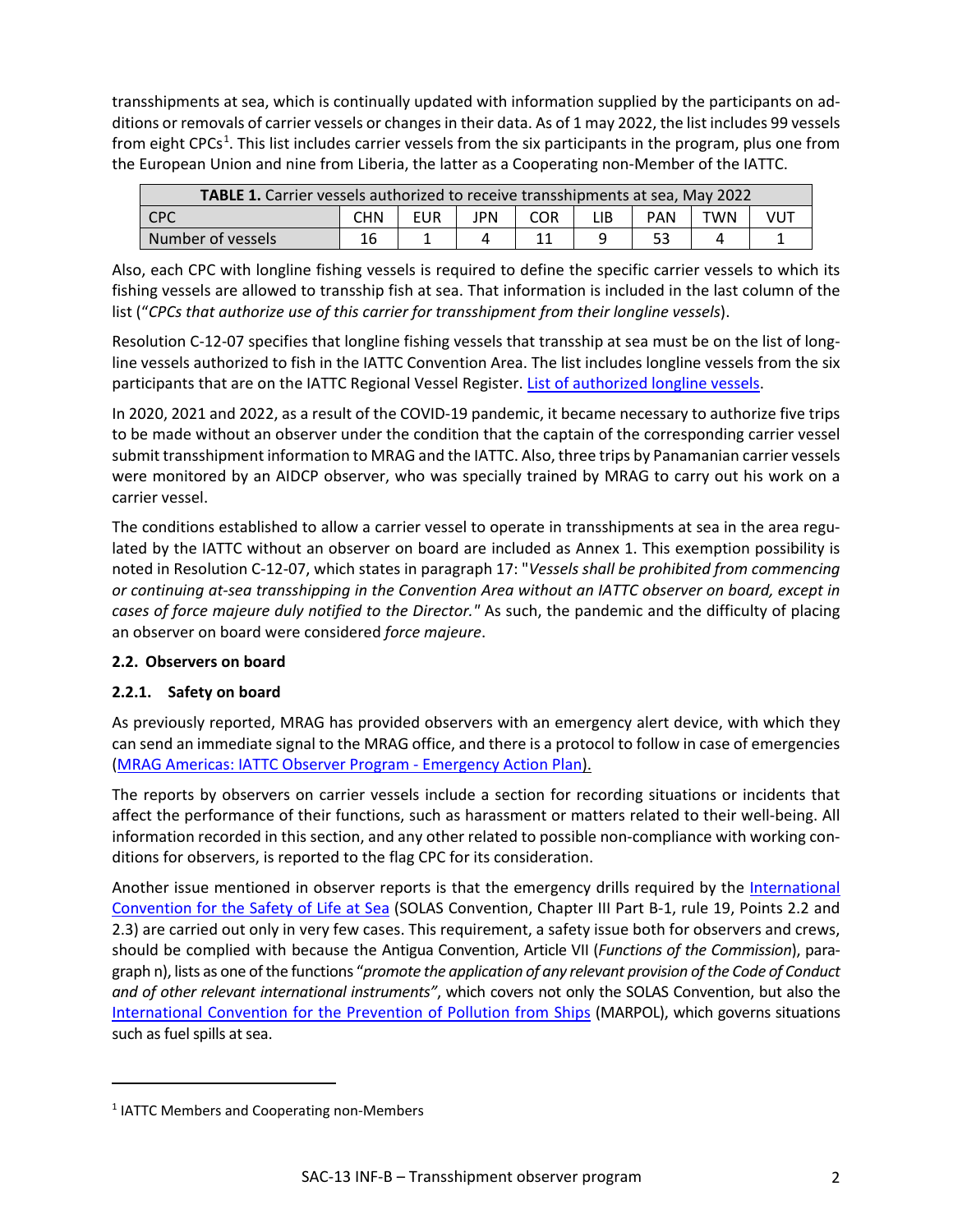transshipments at sea, which is continually updated with information supplied by the participants on additions or removals of carrier vessels or changes in their data. As of 1 may 2022, the list includes 99 vessels from eight CPCs[1]. This list includes carrier vessels from the six participants in the program, plus one from the European Union and nine from Liberia, the latter as a Cooperating non-Member of the IATTC.

| **TABLE 1.** Carrier vessels authorized to receive transshipments at sea, May 2022 | | | | | | | | |
|---|---|---|---|---|---|---|---|---|
| CPC | CHN | EUR | JPN | COR | LIB | PAN | TWN | VUT |
| Number of vessels | 16 | 1 | 4 | 11 | 9 | 53 | 4 | 1 |

Also, each CPC with longline fishing vessels is required to define the specific carrier vessels to which its fishing vessels are allowed to tranship fish at sea. That information is included in the last column of the list (“*CPCs that authorize use of this carrier for transshipment from their longline vessels*).

Resolution C-12-07 specifies that longline fishing vessels that tranship at sea must be on the list of longline vessels authorized to fish in the IATTC Convention Area. The list includes longline vessels from the six participants that are on the IATTC Regional Vessel Register. [List of authorized longline vessels](#).

In 2020, 2021 and 2022, as a result of the COVID-19 pandemic, it became necessary to authorize five trips to be made without an observer under the condition that the captain of the corresponding carrier vessel submit transshipment information to MRAG and the IATTC. Also, three trips by Panamanian carrier vessels were monitored by an AIDCP observer, who was specially trained by MRAG to carry out his work on a carrier vessel.

The conditions established to allow a carrier vessel to operate in transshipments at sea in the area regulated by the IATTC without an observer on board are included as Annex 1. This exemption possibility is noted in Resolution C-12-07, which states in paragraph 17: "*Vessels shall be prohibited from commencing or continuing at-sea transshipping in the Convention Area without an IATTC observer on board, except in cases of force majeure duly notified to the Director."* As such, the pandemic and the difficulty of placing an observer on board were considered *force majeure*.

### 2.2. Observers on board

#### 2.2.1. Safety on board

As previously reported, MRAG has provided observers with an emergency alert device, with which they can send an immediate signal to the MRAG office, and there is a protocol to follow in case of emergencies ([MRAG Americas: IATTC Observer Program - Emergency Action Plan](#)).

The reports by observers on carrier vessels include a section for recording situations or incidents that affect the performance of their functions, such as harassment or matters related to their well-being. All information recorded in this section, and any other related to possible non-compliance with working conditions for observers, is reported to the flag CPC for its consideration.

Another issue mentioned in observer reports is that the emergency drills required by the [International Convention for the Safety of Life at Sea](#) (SOLAS Convention, Chapter III Part B-1, rule 19, Points 2.2 and 2.3) are carried out only in very few cases. This requirement, a safety issue both for observers and crews, should be complied with because the Antigua Convention, Article VII (*Functions of the Commission*), paragraph n), lists as one of the functions “*promote the application of any relevant provision of the Code of Conduct and of other relevant international instruments”*, which covers not only the SOLAS Convention, but also the [International Convention for the Prevention of Pollution from Ships](#) (MARPOL), which governs situations such as fuel spills at sea.

[1] IATTC Members and Cooperating non-Members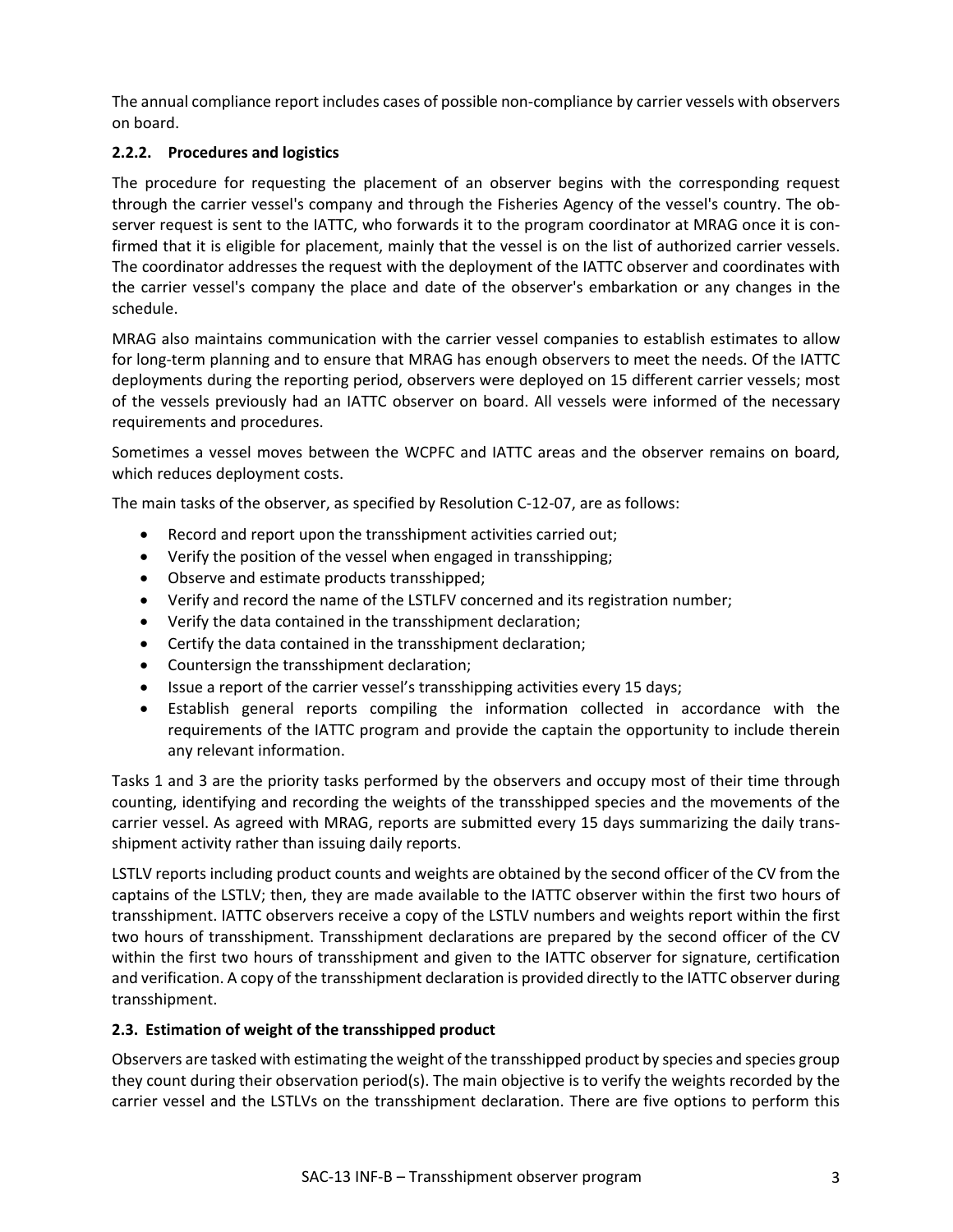The annual compliance report includes cases of possible non-compliance by carrier vessels with observers on board.

### 2.2.2. Procedures and logistics

The procedure for requesting the placement of an observer begins with the corresponding request through the carrier vessel's company and through the Fisheries Agency of the vessel's country. The observer request is sent to the IATTC, who forwards it to the program coordinator at MRAG once it is confirmed that it is eligible for placement, mainly that the vessel is on the list of authorized carrier vessels. The coordinator addresses the request with the deployment of the IATTC observer and coordinates with the carrier vessel's company the place and date of the observer's embarkation or any changes in the schedule.

MRAG also maintains communication with the carrier vessel companies to establish estimates to allow for long-term planning and to ensure that MRAG has enough observers to meet the needs. Of the IATTC deployments during the reporting period, observers were deployed on 15 different carrier vessels; most of the vessels previously had an IATTC observer on board. All vessels were informed of the necessary requirements and procedures.

Sometimes a vessel moves between the WCPFC and IATTC areas and the observer remains on board, which reduces deployment costs.

The main tasks of the observer, as specified by Resolution C-12-07, are as follows:

- Record and report upon the transshipment activities carried out;
- Verify the position of the vessel when engaged in transshipping;
- Observe and estimate products transshipped;
- Verify and record the name of the LSTLFV concerned and its registration number;
- Verify the data contained in the transshipment declaration;
- Certify the data contained in the transshipment declaration;
- Countersign the transshipment declaration;
- Issue a report of the carrier vessel's transshipping activities every 15 days;
- Establish general reports compiling the information collected in accordance with the requirements of the IATTC program and provide the captain the opportunity to include therein any relevant information.

Tasks 1 and 3 are the priority tasks performed by the observers and occupy most of their time through counting, identifying and recording the weights of the transshipped species and the movements of the carrier vessel. As agreed with MRAG, reports are submitted every 15 days summarizing the daily transshipment activity rather than issuing daily reports.

LSTLV reports including product counts and weights are obtained by the second officer of the CV from the captains of the LSTLV; then, they are made available to the IATTC observer within the first two hours of transshipment. IATTC observers receive a copy of the LSTLV numbers and weights report within the first two hours of transshipment. Transshipment declarations are prepared by the second officer of the CV within the first two hours of transshipment and given to the IATTC observer for signature, certification and verification. A copy of the transshipment declaration is provided directly to the IATTC observer during transshipment.

## 2.3. Estimation of weight of the transshipped product

Observers are tasked with estimating the weight of the transshipped product by species and species group they count during their observation period(s). The main objective is to verify the weights recorded by the carrier vessel and the LSTLVs on the transshipment declaration. There are five options to perform this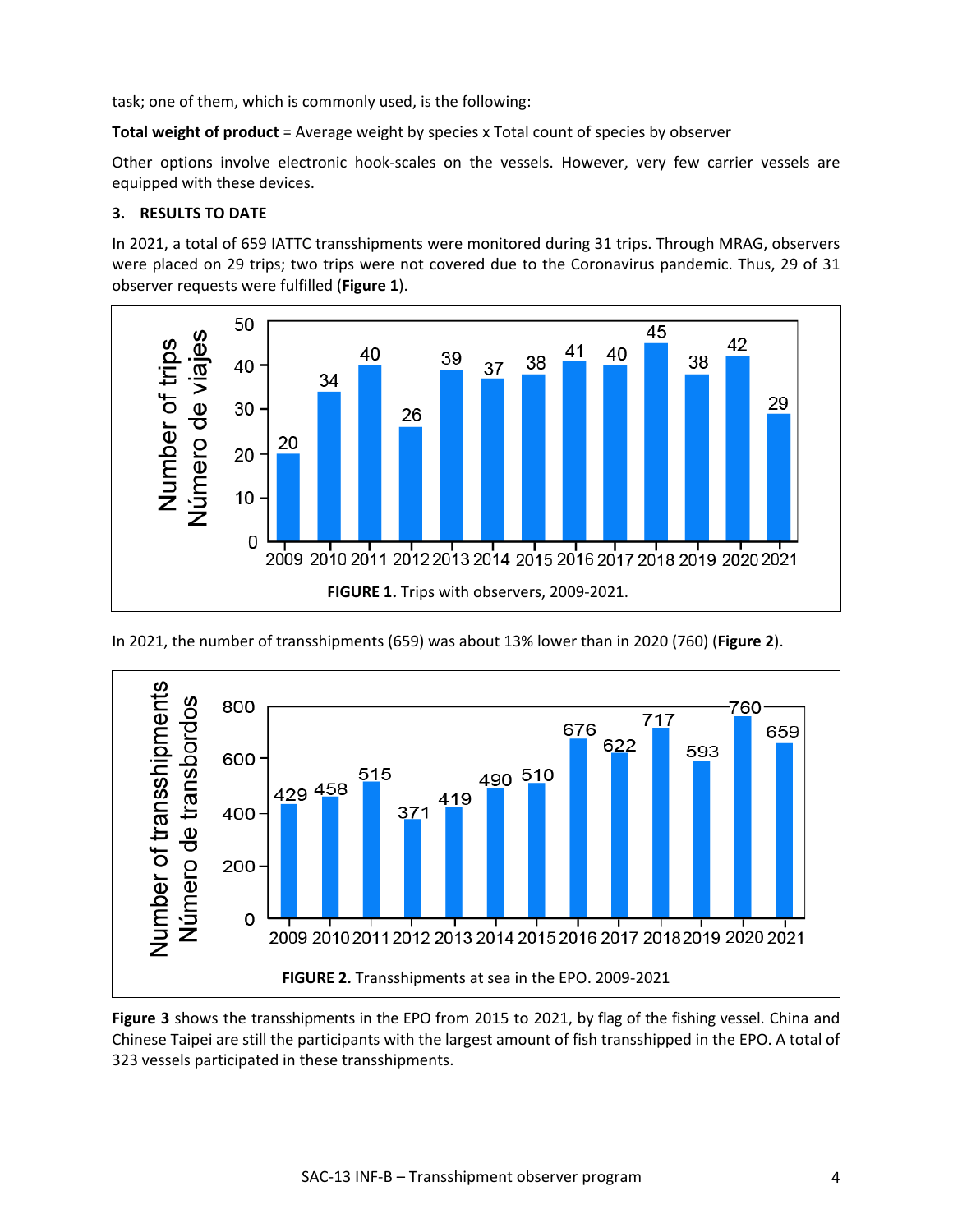task; one of them, which is commonly used, is the following:

**Total weight of product** = Average weight by species x Total count of species by observer

Other options involve electronic hook-scales on the vessels. However, very few carrier vessels are equipped with these devices.

## 3. RESULTS TO DATE

In 2021, a total of 659 IATTC transshipments were monitored during 31 trips. Through MRAG, observers were placed on 29 trips; two trips were not covered due to the Coronavirus pandemic. Thus, 29 of 31 observer requests were fulfilled (**Figure 1**).

**FIGURE 1.** Trips with observers, 2009-2021.

In 2021, the number of transshipments (659) was about 13% lower than in 2020 (760) (**Figure 2**).

**FIGURE 2.** Transshipments at sea in the EPO. 2009-2021

**Figure 3** shows the transshipments in the EPO from 2015 to 2021, by flag of the fishing vessel. China and Chinese Taipei are still the participants with the largest amount of fish transshipped in the EPO. A total of 323 vessels participated in these transshipments.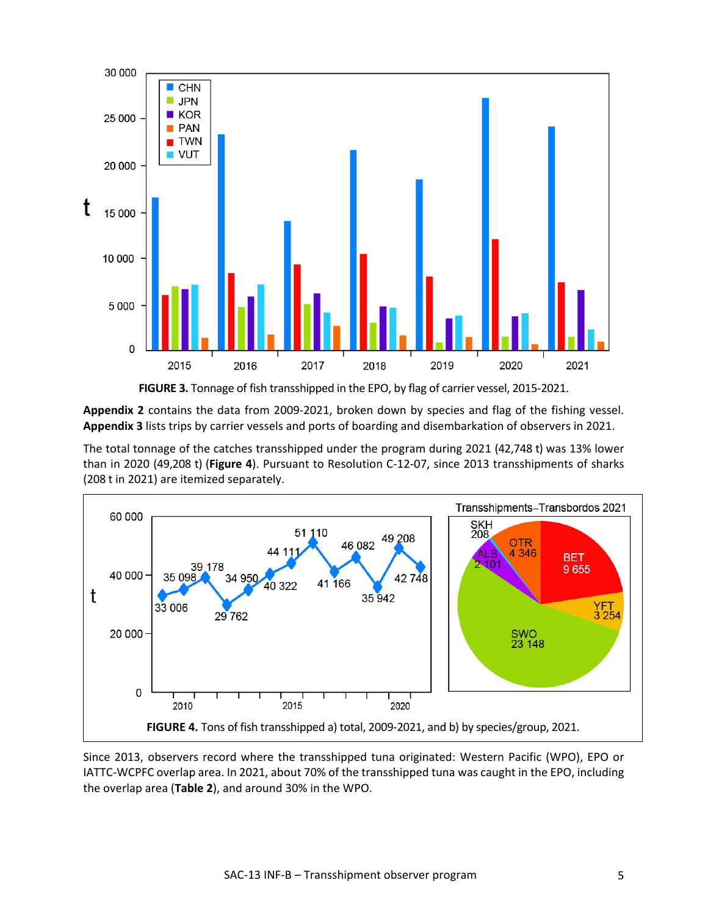**FIGURE 3.** Tonnage of fish transshipped in the EPO, by flag of carrier vessel, 2015-2021.

**Appendix 2** contains the data from 2009-2021, broken down by species and flag of the fishing vessel. **Appendix 3** lists trips by carrier vessels and ports of boarding and disembarkation of observers in 2021.

The total tonnage of the catches transshipped under the program during 2021 (42,748 t) was 13% lower than in 2020 (49,208 t) (**Figure 4**). Pursuant to Resolution C-12-07, since 2013 transshipments of sharks (208 t in 2021) are itemized separately.

**FIGURE 4.** Tons of fish transshipped a) total, 2009-2021, and b) by species/group, 2021.

Since 2013, observers record where the transshipped tuna originated: Western Pacific (WPO), EPO or IATTC-WCPFC overlap area. In 2021, about 70% of the transshipped tuna was caught in the EPO, including the overlap area (**Table 2**), and around 30% in the WPO.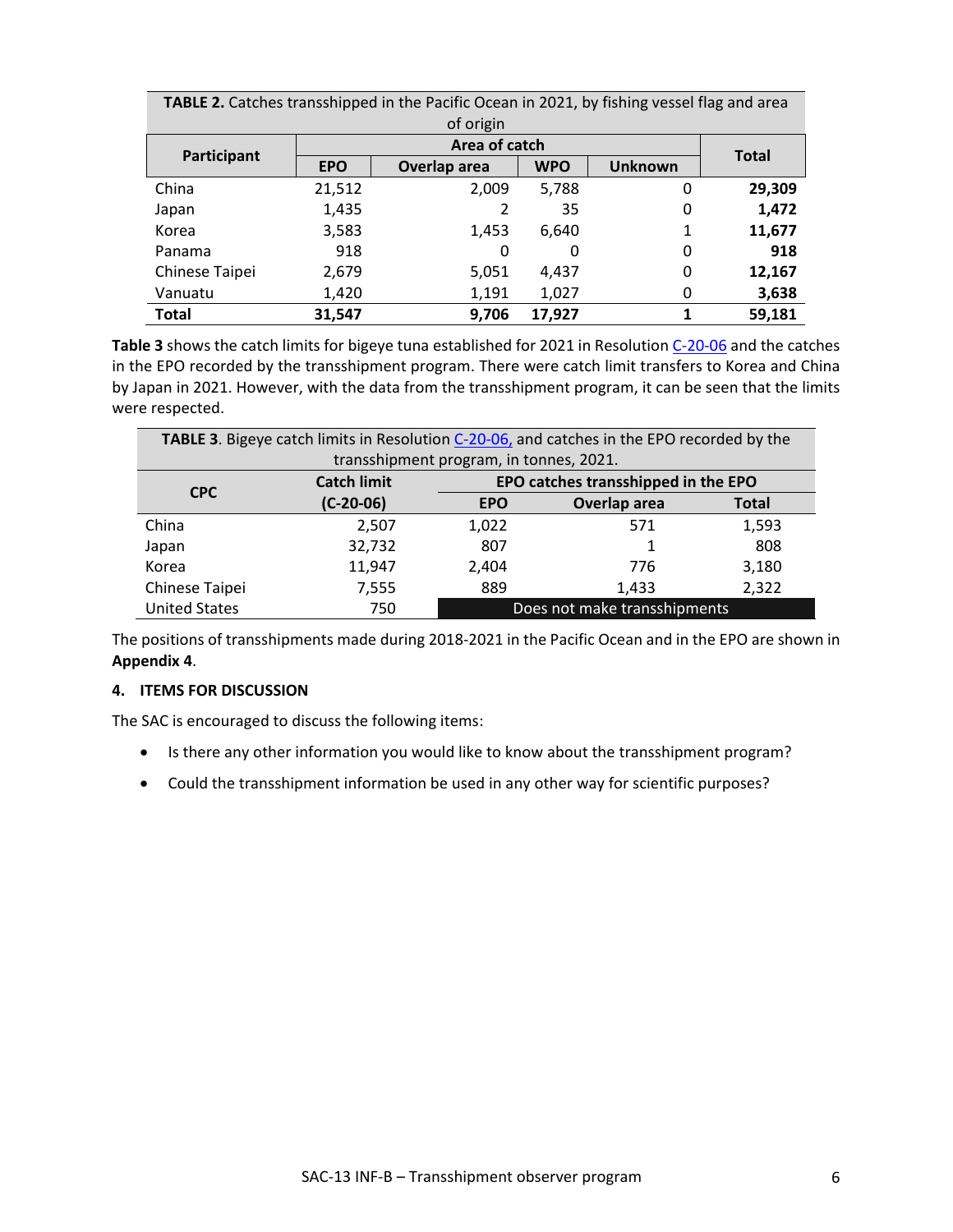| **TABLE 2.** Catches transshipped in the Pacific Ocean in 2021, by fishing vessel flag and area of origin | | | | | |
|---|---|---|---|---|---|
| **Participant** | **Area of catch** | | | | **Total** |
| | **EPO** | **Overlap area** | **WPO** | **Unknown** | |
| China | 21,512 | 2,009 | 5,788 | 0 | **29,309** |
| Japan | 1,435 | 2 | 35 | 0 | **1,472** |
| Korea | 3,583 | 1,453 | 6,640 | 1 | **11,677** |
| Panama | 918 | 0 | 0 | 0 | **918** |
| Chinese Taipei | 2,679 | 5,051 | 4,437 | 0 | **12,167** |
| Vanuatu | 1,420 | 1,191 | 1,027 | 0 | **3,638** |
| **Total** | **31,547** | **9,706** | **17,927** | **1** | **59,181** |

**Table 3** shows the catch limits for bigeye tuna established for 2021 in Resolution C-20-06 and the catches in the EPO recorded by the transshipment program. There were catch limit transfers to Korea and China by Japan in 2021. However, with the data from the transshipment program, it can be seen that the limits were respected.

| **TABLE 3**. Bigeye catch limits in Resolution C-20-06, and catches in the EPO recorded by the transshipment program, in tonnes, 2021. | | | | |
|---|---|---|---|---|
| **CPC** | **Catch limit (C-20-06)** | **EPO catches transshipped in the EPO** | | |
| | | **EPO** | **Overlap area** | **Total** |
| China | 2,507 | 1,022 | 571 | 1,593 |
| Japan | 32,732 | 807 | 1 | 808 |
| Korea | 11,947 | 2,404 | 776 | 3,180 |
| Chinese Taipei | 7,555 | 889 | 1,433 | 2,322 |
| United States | 750 | Does not make transshipments | | |

The positions of transshipments made during 2018-2021 in the Pacific Ocean and in the EPO are shown in **Appendix 4**.

## 4. ITEMS FOR DISCUSSION

The SAC is encouraged to discuss the following items:

- Is there any other information you would like to know about the transshipment program?
- Could the transshipment information be used in any other way for scientific purposes?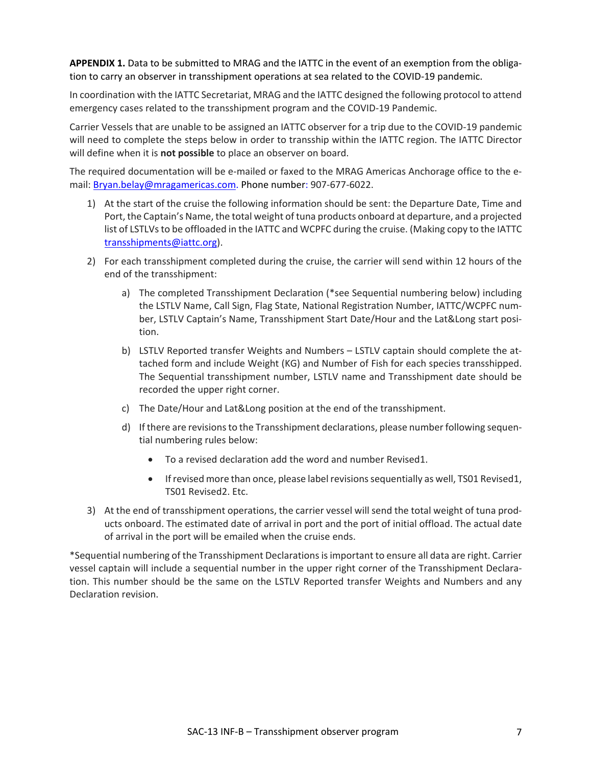**APPENDIX 1.** Data to be submitted to MRAG and the IATTC in the event of an exemption from the obligation to carry an observer in transshipment operations at sea related to the COVID-19 pandemic.

In coordination with the IATTC Secretariat, MRAG and the IATTC designed the following protocol to attend emergency cases related to the transshipment program and the COVID-19 Pandemic.

Carrier Vessels that are unable to be assigned an IATTC observer for a trip due to the COVID-19 pandemic will need to complete the steps below in order to transship within the IATTC region. The IATTC Director will define when it is **not possible** to place an observer on board.

The required documentation will be e-mailed or faxed to the MRAG Americas Anchorage office to the e-mail: [Bryan.belay@mragamericas.com](mailto:Bryan.belay@mragamericas.com). Phone number: 907-677-6022.

1) At the start of the cruise the following information should be sent: the Departure Date, Time and Port, the Captain's Name, the total weight of tuna products onboard at departure, and a projected list of LSTLVs to be offloaded in the IATTC and WCPFC during the cruise. (Making copy to the IATTC [transshipments@iattc.org](mailto:transshipments@iattc.org)).
2) For each transshipment completed during the cruise, the carrier will send within 12 hours of the end of the transshipment:
    a) The completed Transshipment Declaration (*see Sequential numbering below) including the LSTLV Name, Call Sign, Flag State, National Registration Number, IATTC/WCPFC number, LSTLV Captain's Name, Transshipment Start Date/Hour and the Lat&Long start position.
    b) LSTLV Reported transfer Weights and Numbers – LSTLV captain should complete the attached form and include Weight (KG) and Number of Fish for each species transshipped. The Sequential transshipment number, LSTLV name and Transshipment date should be recorded the upper right corner.
    c) The Date/Hour and Lat&Long position at the end of the transshipment.
    d) If there are revisions to the Transshipment declarations, please number following sequential numbering rules below:
        - To a revised declaration add the word and number Revised1.
        - If revised more than once, please label revisions sequentially as well, TS01 Revised1, TS01 Revised2. Etc.
3) At the end of transshipment operations, the carrier vessel will send the total weight of tuna products onboard. The estimated date of arrival in port and the port of initial offload. The actual date of arrival in the port will be emailed when the cruise ends.

*Sequential numbering of the Transshipment Declarations is important to ensure all data are right. Carrier vessel captain will include a sequential number in the upper right corner of the Transshipment Declaration. This number should be the same on the LSTLV Reported transfer Weights and Numbers and any Declaration revision.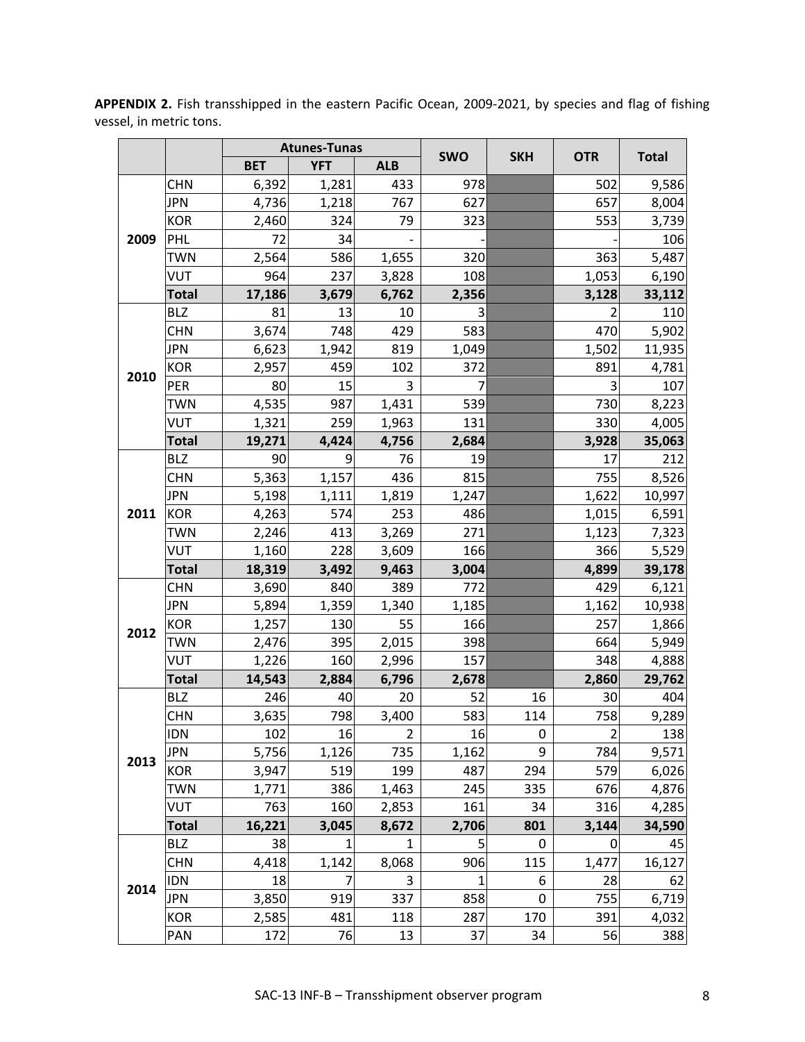**APPENDIX 2.** Fish transshipped in the eastern Pacific Ocean, 2009-2021, by species and flag of fishing vessel, in metric tons.

| | | Atunes-Tunas | | | SWO | SKH | OTR | Total |
|---|---|---|---|---|---|---|---|---|
| | | BET | YFT | ALB | | | | |
| 2009 | CHN | 6,392 | 1,281 | 433 | 978 | | 502 | 9,586 |
| | JPN | 4,736 | 1,218 | 767 | 627 | | 657 | 8,004 |
| | KOR | 2,460 | 324 | 79 | 323 | | 553 | 3,739 |
| | PHL | 72 | 34 | - | - | | - | 106 |
| | TWN | 2,564 | 586 | 1,655 | 320 | | 363 | 5,487 |
| | VUT | 964 | 237 | 3,828 | 108 | | 1,053 | 6,190 |
| | **Total** | **17,186** | **3,679** | **6,762** | **2,356** | | **3,128** | **33,112** |
| 2010 | BLZ | 81 | 13 | 10 | 3 | | 2 | 110 |
| | CHN | 3,674 | 748 | 429 | 583 | | 470 | 5,902 |
| | JPN | 6,623 | 1,942 | 819 | 1,049 | | 1,502 | 11,935 |
| | KOR | 2,957 | 459 | 102 | 372 | | 891 | 4,781 |
| | PER | 80 | 15 | 3 | 7 | | 3 | 107 |
| | TWN | 4,535 | 987 | 1,431 | 539 | | 730 | 8,223 |
| | VUT | 1,321 | 259 | 1,963 | 131 | | 330 | 4,005 |
| | **Total** | **19,271** | **4,424** | **4,756** | **2,684** | | **3,928** | **35,063** |
| 2011 | BLZ | 90 | 9 | 76 | 19 | | 17 | 212 |
| | CHN | 5,363 | 1,157 | 436 | 815 | | 755 | 8,526 |
| | JPN | 5,198 | 1,111 | 1,819 | 1,247 | | 1,622 | 10,997 |
| | KOR | 4,263 | 574 | 253 | 486 | | 1,015 | 6,591 |
| | TWN | 2,246 | 413 | 3,269 | 271 | | 1,123 | 7,323 |
| | VUT | 1,160 | 228 | 3,609 | 166 | | 366 | 5,529 |
| | **Total** | **18,319** | **3,492** | **9,463** | **3,004** | | **4,899** | **39,178** |
| 2012 | CHN | 3,690 | 840 | 389 | 772 | | 429 | 6,121 |
| | JPN | 5,894 | 1,359 | 1,340 | 1,185 | | 1,162 | 10,938 |
| | KOR | 1,257 | 130 | 55 | 166 | | 257 | 1,866 |
| | TWN | 2,476 | 395 | 2,015 | 398 | | 664 | 5,949 |
| | VUT | 1,226 | 160 | 2,996 | 157 | | 348 | 4,888 |
| | **Total** | **14,543** | **2,884** | **6,796** | **2,678** | | **2,860** | **29,762** |
| 2013 | BLZ | 246 | 40 | 20 | 52 | 16 | 30 | 404 |
| | CHN | 3,635 | 798 | 3,400 | 583 | 114 | 758 | 9,289 |
| | IDN | 102 | 16 | 2 | 16 | 0 | 2 | 138 |
| | JPN | 5,756 | 1,126 | 735 | 1,162 | 9 | 784 | 9,571 |
| | KOR | 3,947 | 519 | 199 | 487 | 294 | 579 | 6,026 |
| | TWN | 1,771 | 386 | 1,463 | 245 | 335 | 676 | 4,876 |
| | VUT | 763 | 160 | 2,853 | 161 | 34 | 316 | 4,285 |
| | **Total** | **16,221** | **3,045** | **8,672** | **2,706** | **801** | **3,144** | **34,590** |
| 2014 | BLZ | 38 | 1 | 1 | 5 | 0 | 0 | 45 |
| | CHN | 4,418 | 1,142 | 8,068 | 906 | 115 | 1,477 | 16,127 |
| | IDN | 18 | 7 | 3 | 1 | 6 | 28 | 62 |
| | JPN | 3,850 | 919 | 337 | 858 | 0 | 755 | 6,719 |
| | KOR | 2,585 | 481 | 118 | 287 | 170 | 391 | 4,032 |
| | PAN | 172 | 76 | 13 | 37 | 34 | 56 | 388 |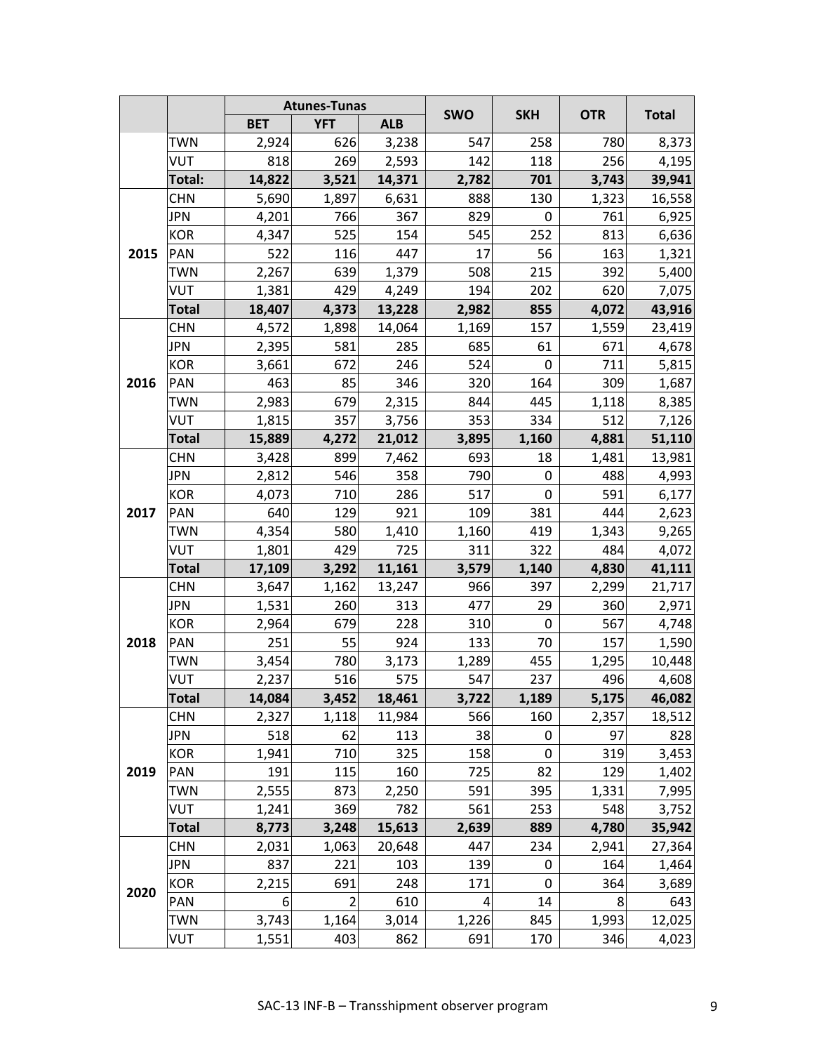| | | Atunes-Tunas | | | SWO | SKH | OTR | Total |
|---|---|---|---|---|---|---|---|---|
| | | BET | YFT | ALB | | | | |
| | TWN | 2,924 | 626 | 3,238 | 547 | 258 | 780 | 8,373 |
| | VUT | 818 | 269 | 2,593 | 142 | 118 | 256 | 4,195 |
| | **Total:** | **14,822** | **3,521** | **14,371** | **2,782** | **701** | **3,743** | **39,941** |
| **2015** | CHN | 5,690 | 1,897 | 6,631 | 888 | 130 | 1,323 | 16,558 |
| | JPN | 4,201 | 766 | 367 | 829 | 0 | 761 | 6,925 |
| | KOR | 4,347 | 525 | 154 | 545 | 252 | 813 | 6,636 |
| | PAN | 522 | 116 | 447 | 17 | 56 | 163 | 1,321 |
| | TWN | 2,267 | 639 | 1,379 | 508 | 215 | 392 | 5,400 |
| | VUT | 1,381 | 429 | 4,249 | 194 | 202 | 620 | 7,075 |
| | **Total** | **18,407** | **4,373** | **13,228** | **2,982** | **855** | **4,072** | **43,916** |
| **2016** | CHN | 4,572 | 1,898 | 14,064 | 1,169 | 157 | 1,559 | 23,419 |
| | JPN | 2,395 | 581 | 285 | 685 | 61 | 671 | 4,678 |
| | KOR | 3,661 | 672 | 246 | 524 | 0 | 711 | 5,815 |
| | PAN | 463 | 85 | 346 | 320 | 164 | 309 | 1,687 |
| | TWN | 2,983 | 679 | 2,315 | 844 | 445 | 1,118 | 8,385 |
| | VUT | 1,815 | 357 | 3,756 | 353 | 334 | 512 | 7,126 |
| | **Total** | **15,889** | **4,272** | **21,012** | **3,895** | **1,160** | **4,881** | **51,110** |
| **2017** | CHN | 3,428 | 899 | 7,462 | 693 | 18 | 1,481 | 13,981 |
| | JPN | 2,812 | 546 | 358 | 790 | 0 | 488 | 4,993 |
| | KOR | 4,073 | 710 | 286 | 517 | 0 | 591 | 6,177 |
| | PAN | 640 | 129 | 921 | 109 | 381 | 444 | 2,623 |
| | TWN | 4,354 | 580 | 1,410 | 1,160 | 419 | 1,343 | 9,265 |
| | VUT | 1,801 | 429 | 725 | 311 | 322 | 484 | 4,072 |
| | **Total** | **17,109** | **3,292** | **11,161** | **3,579** | **1,140** | **4,830** | **41,111** |
| **2018** | CHN | 3,647 | 1,162 | 13,247 | 966 | 397 | 2,299 | 21,717 |
| | JPN | 1,531 | 260 | 313 | 477 | 29 | 360 | 2,971 |
| | KOR | 2,964 | 679 | 228 | 310 | 0 | 567 | 4,748 |
| | PAN | 251 | 55 | 924 | 133 | 70 | 157 | 1,590 |
| | TWN | 3,454 | 780 | 3,173 | 1,289 | 455 | 1,295 | 10,448 |
| | VUT | 2,237 | 516 | 575 | 547 | 237 | 496 | 4,608 |
| | **Total** | **14,084** | **3,452** | **18,461** | **3,722** | **1,189** | **5,175** | **46,082** |
| **2019** | CHN | 2,327 | 1,118 | 11,984 | 566 | 160 | 2,357 | 18,512 |
| | JPN | 518 | 62 | 113 | 38 | 0 | 97 | 828 |
| | KOR | 1,941 | 710 | 325 | 158 | 0 | 319 | 3,453 |
| | PAN | 191 | 115 | 160 | 725 | 82 | 129 | 1,402 |
| | TWN | 2,555 | 873 | 2,250 | 591 | 395 | 1,331 | 7,995 |
| | VUT | 1,241 | 369 | 782 | 561 | 253 | 548 | 3,752 |
| | **Total** | **8,773** | **3,248** | **15,613** | **2,639** | **889** | **4,780** | **35,942** |
| **2020** | CHN | 2,031 | 1,063 | 20,648 | 447 | 234 | 2,941 | 27,364 |
| | JPN | 837 | 221 | 103 | 139 | 0 | 164 | 1,464 |
| | KOR | 2,215 | 691 | 248 | 171 | 0 | 364 | 3,689 |
| | PAN | 6 | 2 | 610 | 4 | 14 | 8 | 643 |
| | TWN | 3,743 | 1,164 | 3,014 | 1,226 | 845 | 1,993 | 12,025 |
| | VUT | 1,551 | 403 | 862 | 691 | 170 | 346 | 4,023 |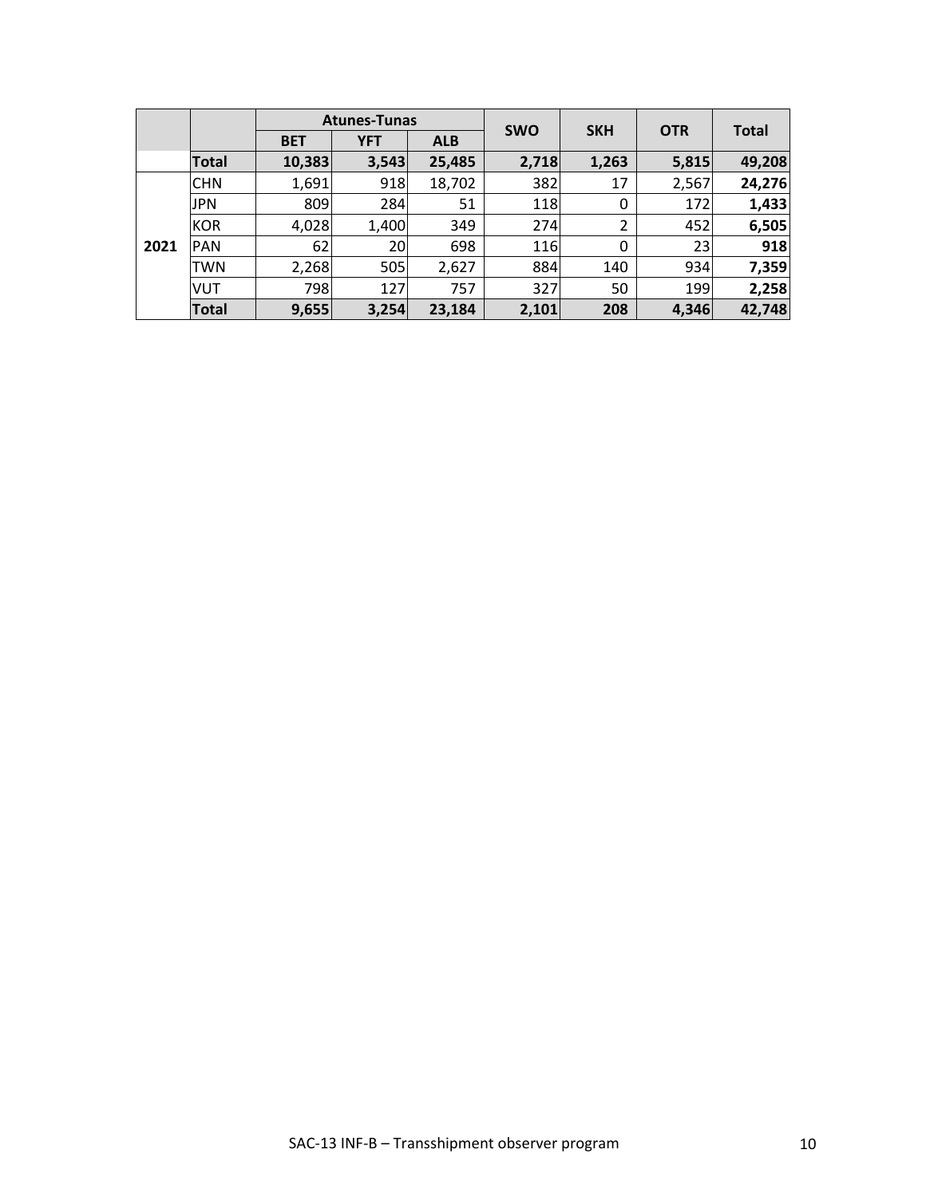| | | Atunes-Tunas | | | SWO | SKH | OTR | Total |
|---|---|---|---|---|---|---|---|---|
| | | BET | YFT | ALB | | | | |
| | **Total** | **10,383** | **3,543** | **25,485** | **2,718** | **1,263** | **5,815** | **49,208** |
| **2021** | CHN | 1,691 | 918 | 18,702 | 382 | 17 | 2,567 | **24,276** |
| | JPN | 809 | 284 | 51 | 118 | 0 | 172 | **1,433** |
| | KOR | 4,028 | 1,400 | 349 | 274 | 2 | 452 | **6,505** |
| | PAN | 62 | 20 | 698 | 116 | 0 | 23 | **918** |
| | TWN | 2,268 | 505 | 2,627 | 884 | 140 | 934 | **7,359** |
| | VUT | 798 | 127 | 757 | 327 | 50 | 199 | **2,258** |
| | **Total** | **9,655** | **3,254** | **23,184** | **2,101** | **208** | **4,346** | **42,748** |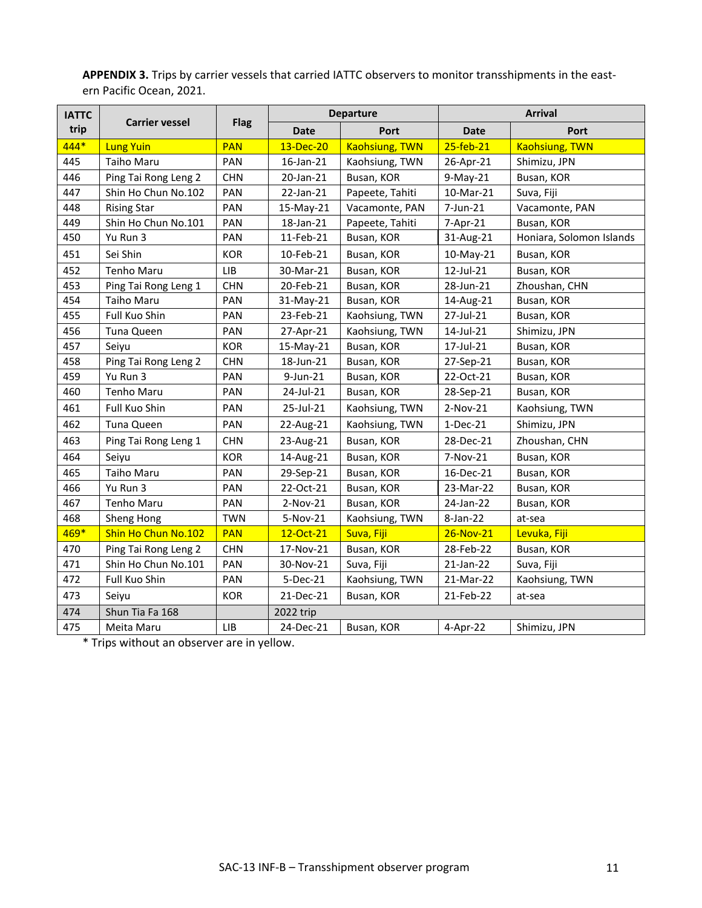**APPENDIX 3.** Trips by carrier vessels that carried IATTC observers to monitor transshipments in the eastern Pacific Ocean, 2021.

| IATTC trip | Carrier vessel | Flag | Departure | | Arrival | |
|---|---|---|---|---|---|---|
| | | | Date | Port | Date | Port |
| 444* | Lung Yuin | PAN | 13-Dec-20 | Kaohsiung, TWN | 25-feb-21 | Kaohsiung, TWN |
| 445 | Taiho Maru | PAN | 16-Jan-21 | Kaohsiung, TWN | 26-Apr-21 | Shimizu, JPN |
| 446 | Ping Tai Rong Leng 2 | CHN | 20-Jan-21 | Busan, KOR | 9-May-21 | Busan, KOR |
| 447 | Shin Ho Chun No.102 | PAN | 22-Jan-21 | Papeete, Tahiti | 10-Mar-21 | Suva, Fiji |
| 448 | Rising Star | PAN | 15-May-21 | Vacamonte, PAN | 7-Jun-21 | Vacamonte, PAN |
| 449 | Shin Ho Chun No.101 | PAN | 18-Jan-21 | Papeete, Tahiti | 7-Apr-21 | Busan, KOR |
| 450 | Yu Run 3 | PAN | 11-Feb-21 | Busan, KOR | 31-Aug-21 | Honiara, Solomon Islands |
| 451 | Sei Shin | KOR | 10-Feb-21 | Busan, KOR | 10-May-21 | Busan, KOR |
| 452 | Tenho Maru | LIB | 30-Mar-21 | Busan, KOR | 12-Jul-21 | Busan, KOR |
| 453 | Ping Tai Rong Leng 1 | CHN | 20-Feb-21 | Busan, KOR | 28-Jun-21 | Zhoushan, CHN |
| 454 | Taiho Maru | PAN | 31-May-21 | Busan, KOR | 14-Aug-21 | Busan, KOR |
| 455 | Full Kuo Shin | PAN | 23-Feb-21 | Kaohsiung, TWN | 27-Jul-21 | Busan, KOR |
| 456 | Tuna Queen | PAN | 27-Apr-21 | Kaohsiung, TWN | 14-Jul-21 | Shimizu, JPN |
| 457 | Seiyu | KOR | 15-May-21 | Busan, KOR | 17-Jul-21 | Busan, KOR |
| 458 | Ping Tai Rong Leng 2 | CHN | 18-Jun-21 | Busan, KOR | 27-Sep-21 | Busan, KOR |
| 459 | Yu Run 3 | PAN | 9-Jun-21 | Busan, KOR | 22-Oct-21 | Busan, KOR |
| 460 | Tenho Maru | PAN | 24-Jul-21 | Busan, KOR | 28-Sep-21 | Busan, KOR |
| 461 | Full Kuo Shin | PAN | 25-Jul-21 | Kaohsiung, TWN | 2-Nov-21 | Kaohsiung, TWN |
| 462 | Tuna Queen | PAN | 22-Aug-21 | Kaohsiung, TWN | 1-Dec-21 | Shimizu, JPN |
| 463 | Ping Tai Rong Leng 1 | CHN | 23-Aug-21 | Busan, KOR | 28-Dec-21 | Zhoushan, CHN |
| 464 | Seiyu | KOR | 14-Aug-21 | Busan, KOR | 7-Nov-21 | Busan, KOR |
| 465 | Taiho Maru | PAN | 29-Sep-21 | Busan, KOR | 16-Dec-21 | Busan, KOR |
| 466 | Yu Run 3 | PAN | 22-Oct-21 | Busan, KOR | 23-Mar-22 | Busan, KOR |
| 467 | Tenho Maru | PAN | 2-Nov-21 | Busan, KOR | 24-Jan-22 | Busan, KOR |
| 468 | Sheng Hong | TWN | 5-Nov-21 | Kaohsiung, TWN | 8-Jan-22 | at-sea |
| 469* | Shin Ho Chun No.102 | PAN | 12-Oct-21 | Suva, Fiji | 26-Nov-21 | Levuka, Fiji |
| 470 | Ping Tai Rong Leng 2 | CHN | 17-Nov-21 | Busan, KOR | 28-Feb-22 | Busan, KOR |
| 471 | Shin Ho Chun No.101 | PAN | 30-Nov-21 | Suva, Fiji | 21-Jan-22 | Suva, Fiji |
| 472 | Full Kuo Shin | PAN | 5-Dec-21 | Kaohsiung, TWN | 21-Mar-22 | Kaohsiung, TWN |
| 473 | Seiyu | KOR | 21-Dec-21 | Busan, KOR | 21-Feb-22 | at-sea |
| 474 | Shun Tia Fa 168 | | 2022 trip | | | |
| 475 | Meita Maru | LIB | 24-Dec-21 | Busan, KOR | 4-Apr-22 | Shimizu, JPN |

\* Trips without an observer are in yellow.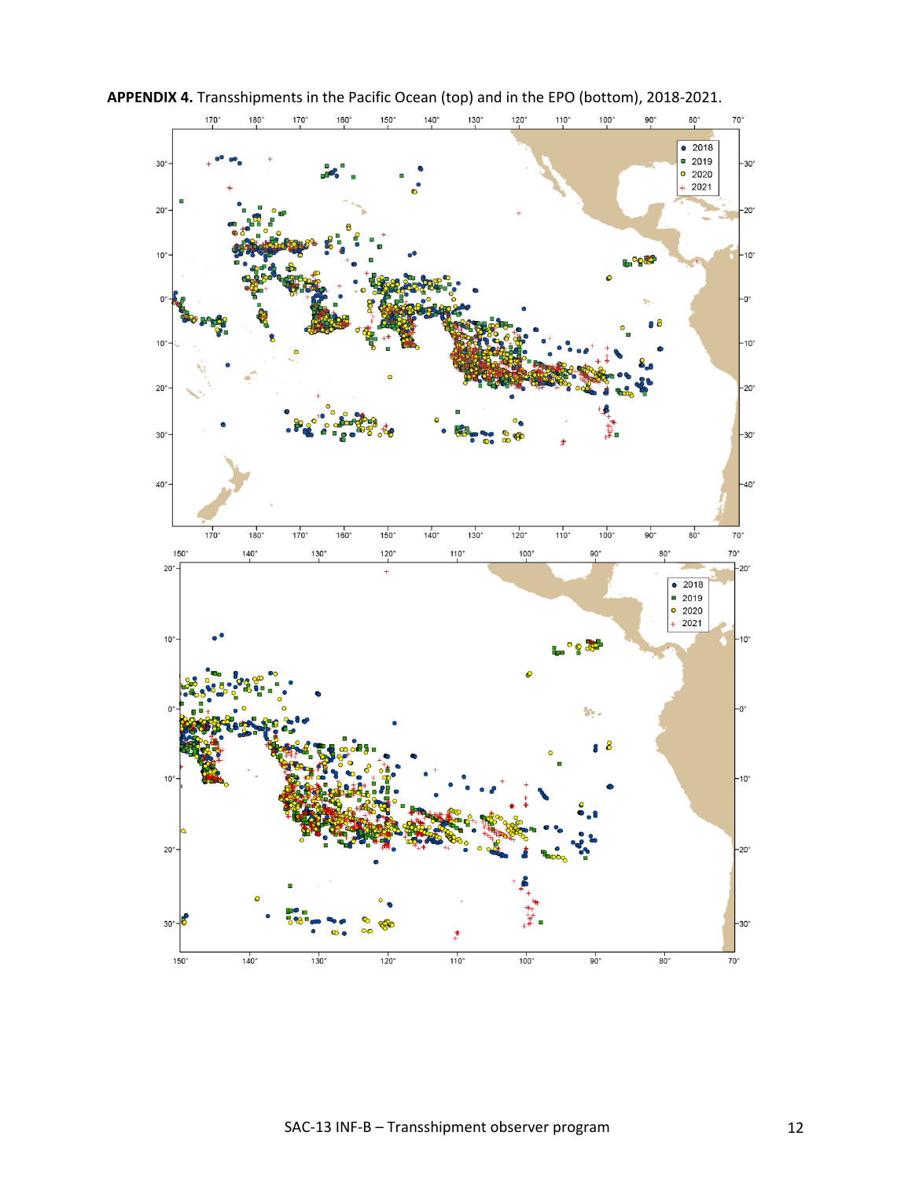**APPENDIX 4.** Transshipments in the Pacific Ocean (top) and in the EPO (bottom), 2018-2021.

2018
2019
2020
2021

170° 180° 170° 160° 150° 140° 130° 120° 110° 100° 90° 80° 70°

30° 20° 10° 0° 10° 20° 30° 40°

2018
2019
2020
2021

150° 140° 130° 120° 110° 100° 90° 80° 70°

20° 10° 0° 10° 20° 30°